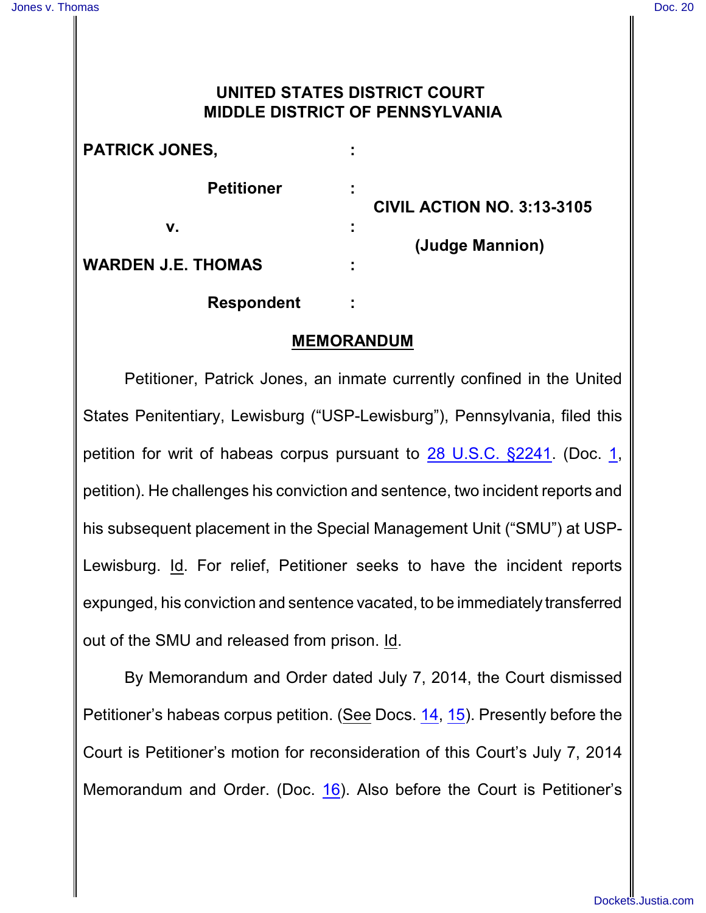# UNITED STATES DISTRICT COURT
# MIDDLE DISTRICT OF PENNSYLVANIA

**PATRICK JONES,** :

**Petitioner** :

**CIVIL ACTION NO. 3:13-3105**

**v.** :

**(Judge Mannion)**

**WARDEN J.E. THOMAS** :

**Respondent** :

## MEMORANDUM

Petitioner, Patrick Jones, an inmate currently confined in the United States Penitentiary, Lewisburg ("USP-Lewisburg"), Pennsylvania, filed this petition for writ of habeas corpus pursuant to 28 U.S.C. §2241. (Doc. 1, petition). He challenges his conviction and sentence, two incident reports and his subsequent placement in the Special Management Unit ("SMU") at USP-Lewisburg. Id. For relief, Petitioner seeks to have the incident reports expunged, his conviction and sentence vacated, to be immediately transferred out of the SMU and released from prison. Id.

By Memorandum and Order dated July 7, 2014, the Court dismissed Petitioner's habeas corpus petition. (See Docs. 14, 15). Presently before the Court is Petitioner's motion for reconsideration of this Court's July 7, 2014 Memorandum and Order. (Doc. 16). Also before the Court is Petitioner's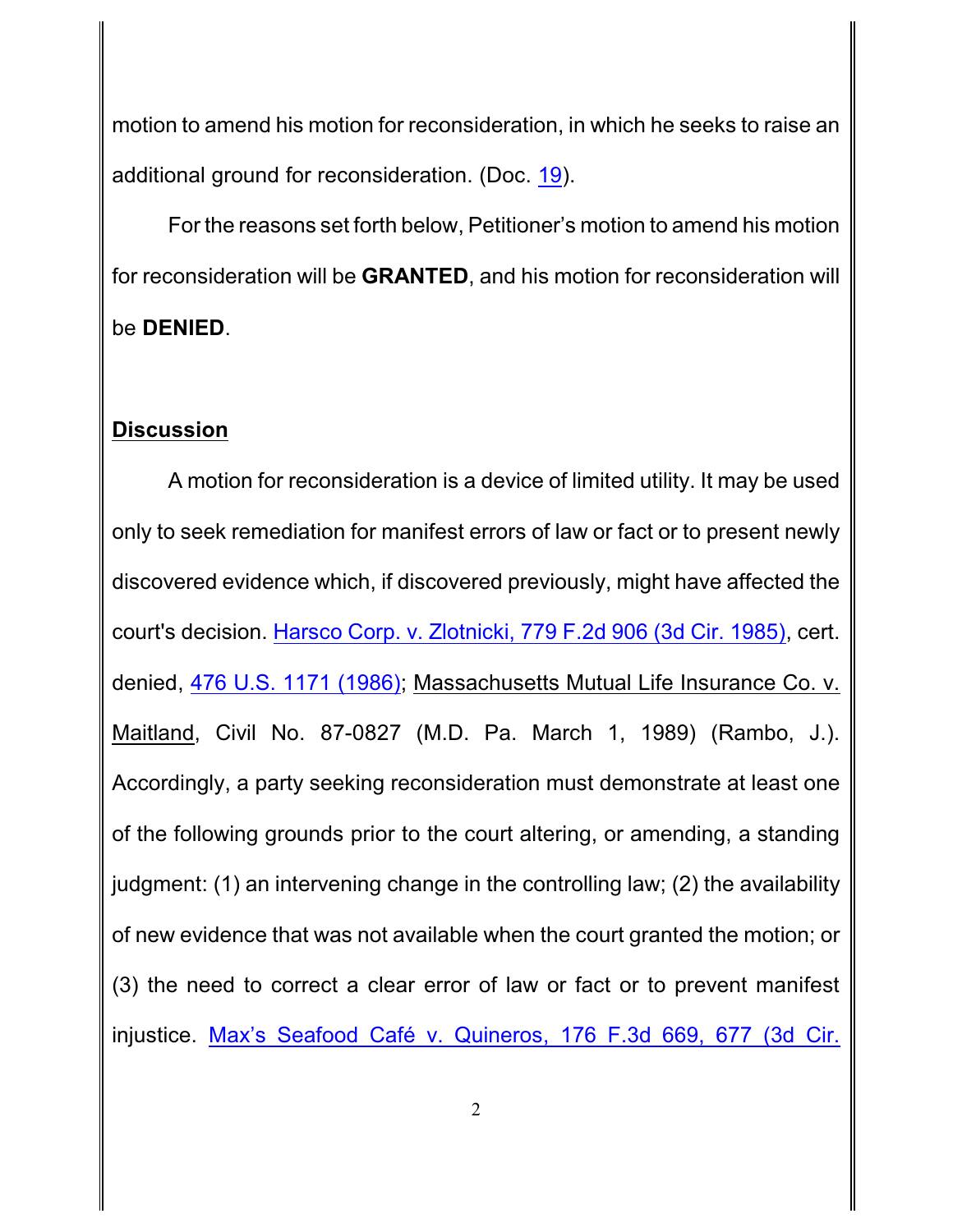motion to amend his motion for reconsideration, in which he seeks to raise an additional ground for reconsideration. (Doc. 19).

For the reasons set forth below, Petitioner's motion to amend his motion for reconsideration will be **GRANTED**, and his motion for reconsideration will be **DENIED**.

## Discussion

A motion for reconsideration is a device of limited utility. It may be used only to seek remediation for manifest errors of law or fact or to present newly discovered evidence which, if discovered previously, might have affected the court's decision. Harsco Corp. v. Zlotnicki, 779 F.2d 906 (3d Cir. 1985), cert. denied, 476 U.S. 1171 (1986); Massachusetts Mutual Life Insurance Co. v. Maitland, Civil No. 87-0827 (M.D. Pa. March 1, 1989) (Rambo, J.). Accordingly, a party seeking reconsideration must demonstrate at least one of the following grounds prior to the court altering, or amending, a standing judgment: (1) an intervening change in the controlling law; (2) the availability of new evidence that was not available when the court granted the motion; or (3) the need to correct a clear error of law or fact or to prevent manifest injustice. Max's Seafood Café v. Quineros, 176 F.3d 669, 677 (3d Cir.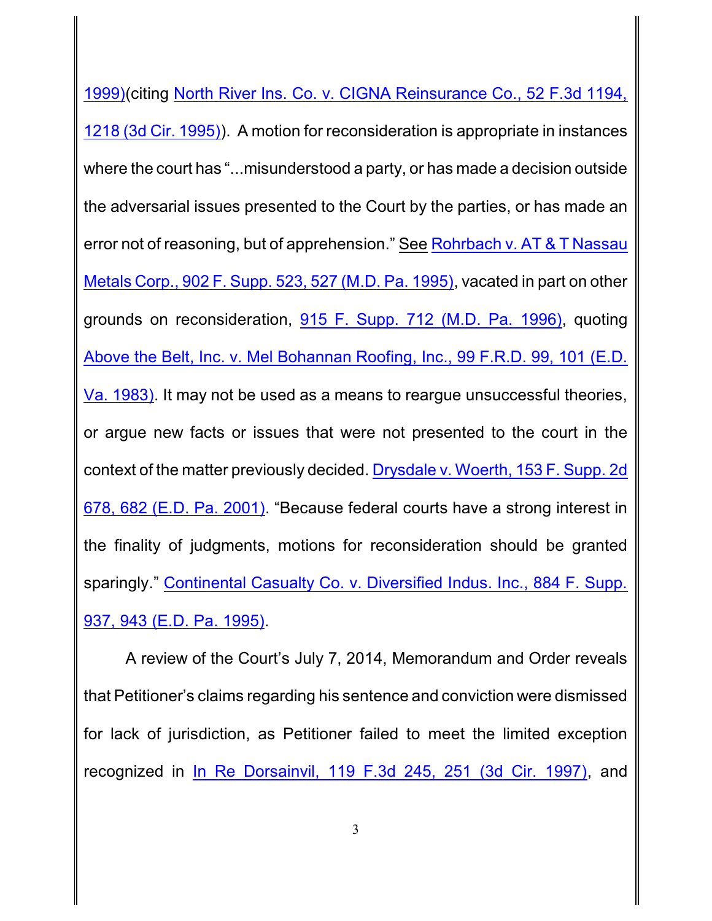1999)(citing North River Ins. Co. v. CIGNA Reinsurance Co., 52 F.3d 1194, 1218 (3d Cir. 1995)). A motion for reconsideration is appropriate in instances where the court has "...misunderstood a party, or has made a decision outside the adversarial issues presented to the Court by the parties, or has made an error not of reasoning, but of apprehension." See Rohrbach v. AT & T Nassau Metals Corp., 902 F. Supp. 523, 527 (M.D. Pa. 1995), vacated in part on other grounds on reconsideration, 915 F. Supp. 712 (M.D. Pa. 1996), quoting Above the Belt, Inc. v. Mel Bohannan Roofing, Inc., 99 F.R.D. 99, 101 (E.D. Va. 1983). It may not be used as a means to reargue unsuccessful theories, or argue new facts or issues that were not presented to the court in the context of the matter previously decided. Drysdale v. Woerth, 153 F. Supp. 2d 678, 682 (E.D. Pa. 2001). "Because federal courts have a strong interest in the finality of judgments, motions for reconsideration should be granted sparingly." Continental Casualty Co. v. Diversified Indus. Inc., 884 F. Supp. 937, 943 (E.D. Pa. 1995).

A review of the Court's July 7, 2014, Memorandum and Order reveals that Petitioner's claims regarding his sentence and conviction were dismissed for lack of jurisdiction, as Petitioner failed to meet the limited exception recognized in In Re Dorsainvil, 119 F.3d 245, 251 (3d Cir. 1997), and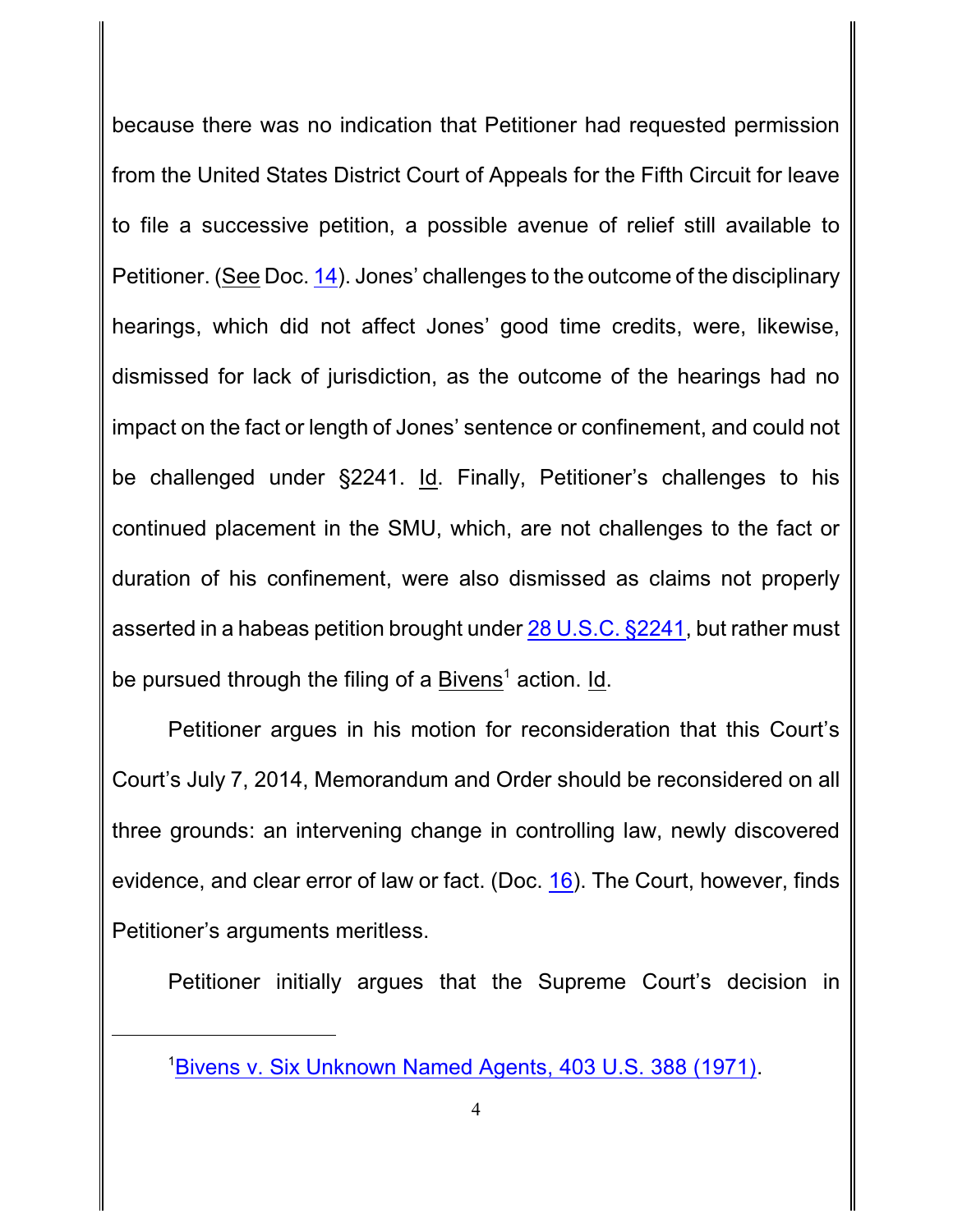because there was no indication that Petitioner had requested permission from the United States District Court of Appeals for the Fifth Circuit for leave to file a successive petition, a possible avenue of relief still available to Petitioner. (See Doc. 14). Jones' challenges to the outcome of the disciplinary hearings, which did not affect Jones' good time credits, were, likewise, dismissed for lack of jurisdiction, as the outcome of the hearings had no impact on the fact or length of Jones' sentence or confinement, and could not be challenged under §2241. Id. Finally, Petitioner's challenges to his continued placement in the SMU, which, are not challenges to the fact or duration of his confinement, were also dismissed as claims not properly asserted in a habeas petition brought under 28 U.S.C. §2241, but rather must be pursued through the filing of a Bivens[1] action. Id.

Petitioner argues in his motion for reconsideration that this Court's Court's July 7, 2014, Memorandum and Order should be reconsidered on all three grounds: an intervening change in controlling law, newly discovered evidence, and clear error of law or fact. (Doc. 16). The Court, however, finds Petitioner's arguments meritless.

Petitioner initially argues that the Supreme Court's decision in

---

[1] Bivens v. Six Unknown Named Agents, 403 U.S. 388 (1971).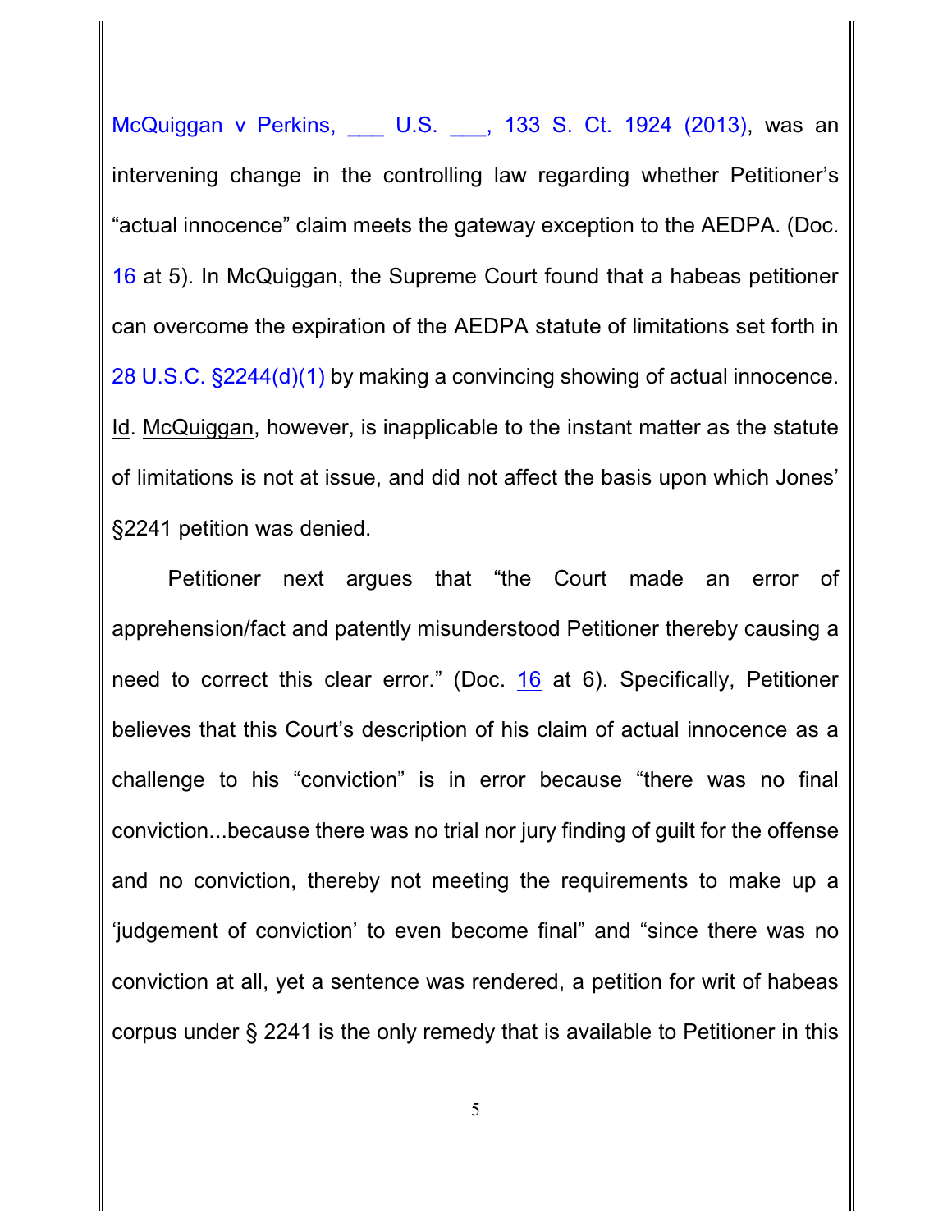McQuiggan v Perkins, ___ U.S. ___, 133 S. Ct. 1924 (2013), was an intervening change in the controlling law regarding whether Petitioner's "actual innocence" claim meets the gateway exception to the AEDPA. (Doc. 16 at 5). In McQuiggan, the Supreme Court found that a habeas petitioner can overcome the expiration of the AEDPA statute of limitations set forth in 28 U.S.C. §2244(d)(1) by making a convincing showing of actual innocence. Id. McQuiggan, however, is inapplicable to the instant matter as the statute of limitations is not at issue, and did not affect the basis upon which Jones' §2241 petition was denied.

Petitioner next argues that "the Court made an error of apprehension/fact and patently misunderstood Petitioner thereby causing a need to correct this clear error." (Doc. 16 at 6). Specifically, Petitioner believes that this Court's description of his claim of actual innocence as a challenge to his "conviction" is in error because "there was no final conviction...because there was no trial nor jury finding of guilt for the offense and no conviction, thereby not meeting the requirements to make up a 'judgement of conviction' to even become final" and "since there was no conviction at all, yet a sentence was rendered, a petition for writ of habeas corpus under § 2241 is the only remedy that is available to Petitioner in this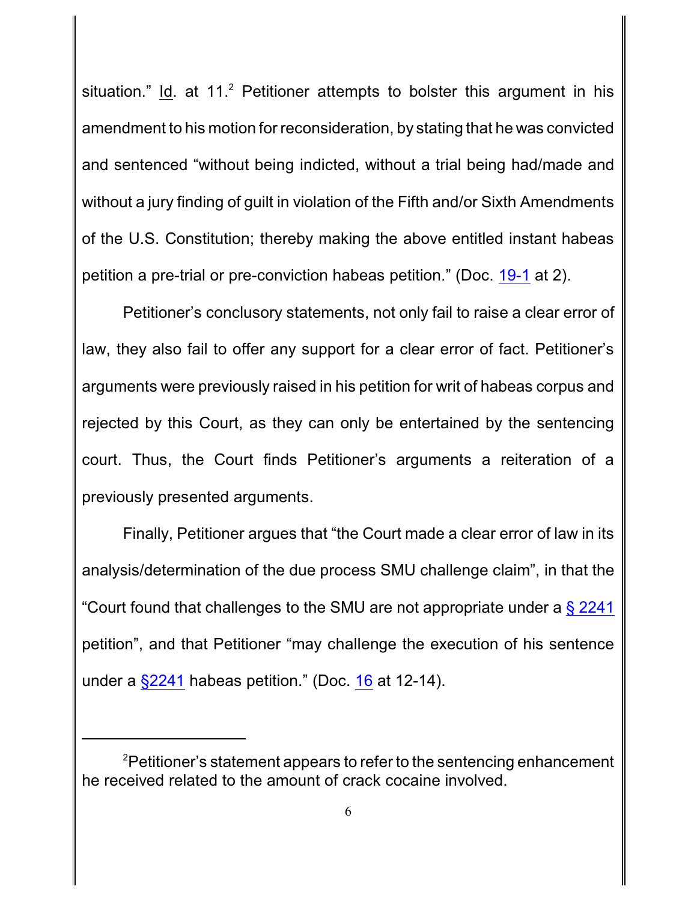situation." Id. at 11.[2] Petitioner attempts to bolster this argument in his amendment to his motion for reconsideration, by stating that he was convicted and sentenced "without being indicted, without a trial being had/made and without a jury finding of guilt in violation of the Fifth and/or Sixth Amendments of the U.S. Constitution; thereby making the above entitled instant habeas petition a pre-trial or pre-conviction habeas petition." (Doc. 19-1 at 2).

Petitioner's conclusory statements, not only fail to raise a clear error of law, they also fail to offer any support for a clear error of fact. Petitioner's arguments were previously raised in his petition for writ of habeas corpus and rejected by this Court, as they can only be entertained by the sentencing court. Thus, the Court finds Petitioner's arguments a reiteration of a previously presented arguments.

Finally, Petitioner argues that "the Court made a clear error of law in its analysis/determination of the due process SMU challenge claim", in that the "Court found that challenges to the SMU are not appropriate under a § 2241 petition", and that Petitioner "may challenge the execution of his sentence under a §2241 habeas petition." (Doc. 16 at 12-14).

---

[2]Petitioner's statement appears to refer to the sentencing enhancement he received related to the amount of crack cocaine involved.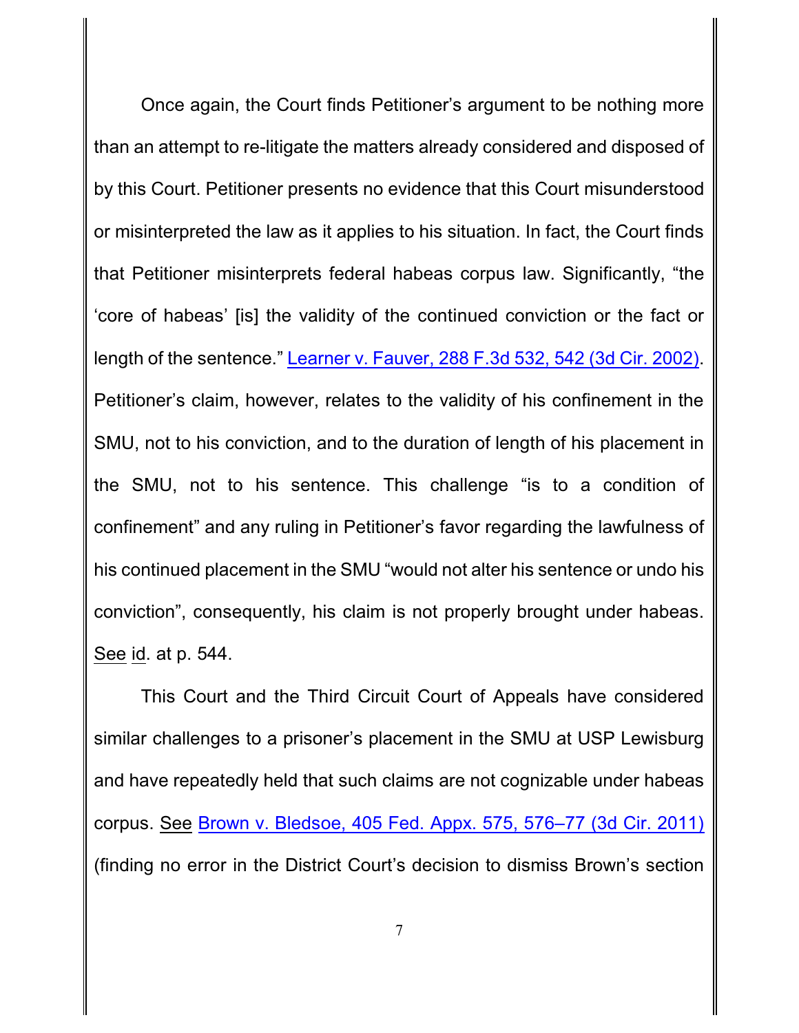Once again, the Court finds Petitioner's argument to be nothing more than an attempt to re-litigate the matters already considered and disposed of by this Court. Petitioner presents no evidence that this Court misunderstood or misinterpreted the law as it applies to his situation. In fact, the Court finds that Petitioner misinterprets federal habeas corpus law. Significantly, "the 'core of habeas' [is] the validity of the continued conviction or the fact or length of the sentence." Learner v. Fauver, 288 F.3d 532, 542 (3d Cir. 2002). Petitioner's claim, however, relates to the validity of his confinement in the SMU, not to his conviction, and to the duration of length of his placement in the SMU, not to his sentence. This challenge "is to a condition of confinement" and any ruling in Petitioner's favor regarding the lawfulness of his continued placement in the SMU "would not alter his sentence or undo his conviction", consequently, his claim is not properly brought under habeas. See id. at p. 544.

This Court and the Third Circuit Court of Appeals have considered similar challenges to a prisoner's placement in the SMU at USP Lewisburg and have repeatedly held that such claims are not cognizable under habeas corpus. See Brown v. Bledsoe, 405 Fed. Appx. 575, 576–77 (3d Cir. 2011) (finding no error in the District Court's decision to dismiss Brown's section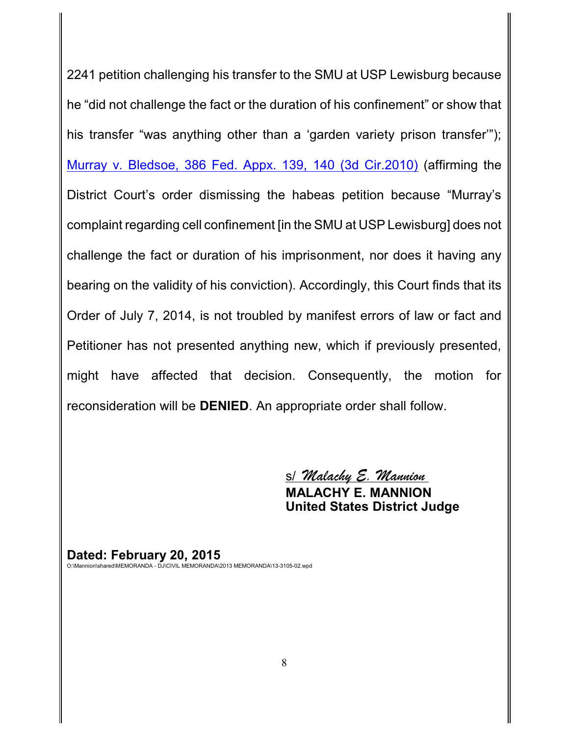2241 petition challenging his transfer to the SMU at USP Lewisburg because he "did not challenge the fact or the duration of his confinement" or show that his transfer "was anything other than a 'garden variety prison transfer'"); Murray v. Bledsoe, 386 Fed. Appx. 139, 140 (3d Cir.2010) (affirming the District Court's order dismissing the habeas petition because "Murray's complaint regarding cell confinement [in the SMU at USP Lewisburg] does not challenge the fact or duration of his imprisonment, nor does it having any bearing on the validity of his conviction). Accordingly, this Court finds that its Order of July 7, 2014, is not troubled by manifest errors of law or fact and Petitioner has not presented anything new, which if previously presented, might have affected that decision. Consequently, the motion for reconsideration will be **DENIED**. An appropriate order shall follow.

s/ *Malachy E. Mannion*
**MALACHY E. MANNION**
**United States District Judge**

**Dated: February 20, 2015**
O:\Mannion\shared\MEMORANDA - DJ\CIVIL MEMORANDA\2013 MEMORANDA\13-3105-02.wpd